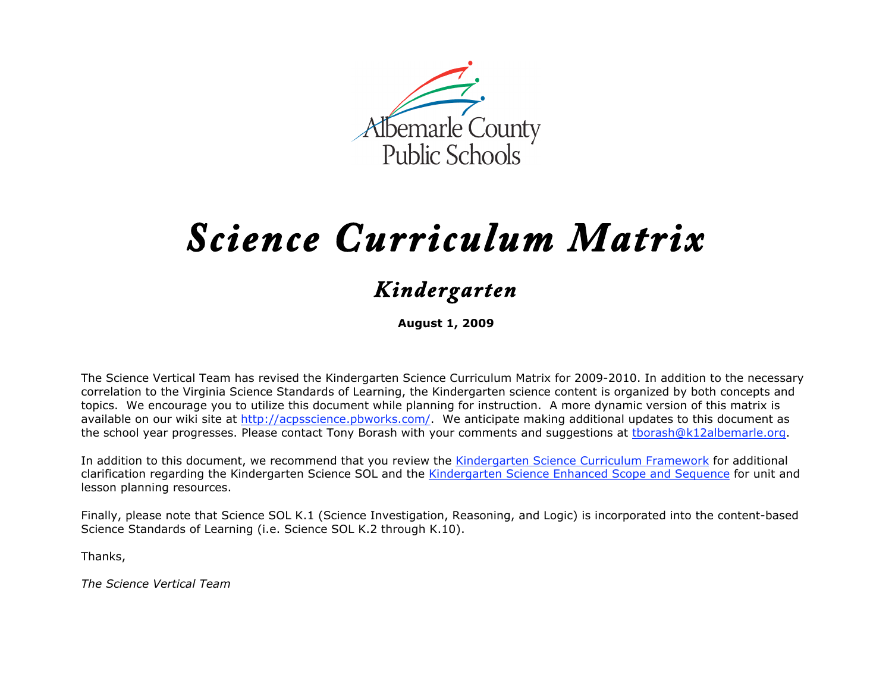Albemarle County Public Schools

# *Science Curriculum Matrix*

## *Kindergarten*

**August 1, 2009**

The Science Vertical Team has revised the Kindergarten Science Curriculum Matrix for 2009-2010. In addition to the necessary correlation to the Virginia Science Standards of Learning, the Kindergarten science content is organized by both concepts and topics. We encourage you to utilize this document while planning for instruction. A more dynamic version of this matrix is available on our wiki site at http://acpsscience.pbworks.com/. We anticipate making additional updates to this document as the school year progresses. Please contact Tony Borash with your comments and suggestions at tborash@k12albemarle.org.

In addition to this document, we recommend that you review the Kindergarten Science Curriculum Framework for additional clarification regarding the Kindergarten Science SOL and the Kindergarten Science Enhanced Scope and Sequence for unit and lesson planning resources.

Finally, please note that Science SOL K.1 (Science Investigation, Reasoning, and Logic) is incorporated into the content-based Science Standards of Learning (i.e. Science SOL K.2 through K.10).

Thanks,

*The Science Vertical Team*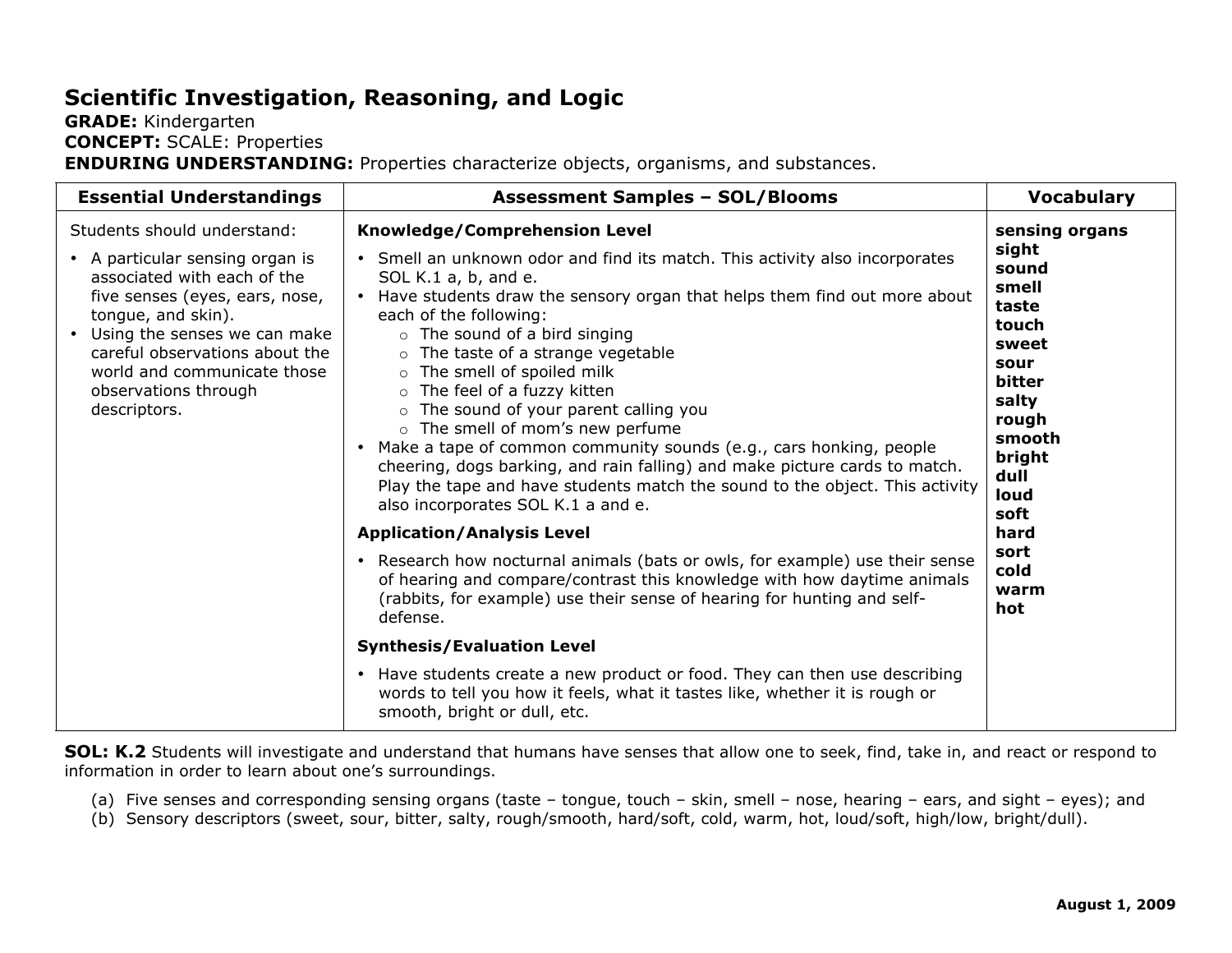# Scientific Investigation, Reasoning, and Logic

**GRADE:** Kindergarten
**CONCEPT:** SCALE: Properties
**ENDURING UNDERSTANDING:** Properties characterize objects, organisms, and substances.

| Essential Understandings | Assessment Samples – SOL/Blooms | Vocabulary |
|---|---|---|
| Students should understand:<br>• A particular sensing organ is associated with each of the five senses (eyes, ears, nose, tongue, and skin).<br>• Using the senses we can make careful observations about the world and communicate those observations through descriptors. | **Knowledge/Comprehension Level**<br>• Smell an unknown odor and find its match. This activity also incorporates SOL K.1 a, b, and e.<br>• Have students draw the sensory organ that helps them find out more about each of the following:<br>&nbsp;&nbsp;○ The sound of a bird singing<br>&nbsp;&nbsp;○ The taste of a strange vegetable<br>&nbsp;&nbsp;○ The smell of spoiled milk<br>&nbsp;&nbsp;○ The feel of a fuzzy kitten<br>&nbsp;&nbsp;○ The sound of your parent calling you<br>&nbsp;&nbsp;○ The smell of mom's new perfume<br>• Make a tape of common community sounds (e.g., cars honking, people cheering, dogs barking, and rain falling) and make picture cards to match. Play the tape and have students match the sound to the object. This activity also incorporates SOL K.1 a and e.<br>**Application/Analysis Level**<br>• Research how nocturnal animals (bats or owls, for example) use their sense of hearing and compare/contrast this knowledge with how daytime animals (rabbits, for example) use their sense of hearing for hunting and self-defense.<br>**Synthesis/Evaluation Level**<br>• Have students create a new product or food. They can then use describing words to tell you how it feels, what it tastes like, whether it is rough or smooth, bright or dull, etc. | **sensing organs**<br>**sight**<br>**sound**<br>**smell**<br>**taste**<br>**touch**<br>**sweet**<br>**sour**<br>**bitter**<br>**salty**<br>**rough**<br>**smooth**<br>**bright**<br>**dull**<br>**loud**<br>**soft**<br>**hard**<br>**sort**<br>**cold**<br>**warm**<br>**hot** |

**SOL: K.2** Students will investigate and understand that humans have senses that allow one to seek, find, take in, and react or respond to information in order to learn about one's surroundings.

(a) Five senses and corresponding sensing organs (taste – tongue, touch – skin, smell – nose, hearing – ears, and sight – eyes); and
(b) Sensory descriptors (sweet, sour, bitter, salty, rough/smooth, hard/soft, cold, warm, hot, loud/soft, high/low, bright/dull).

**August 1, 2009**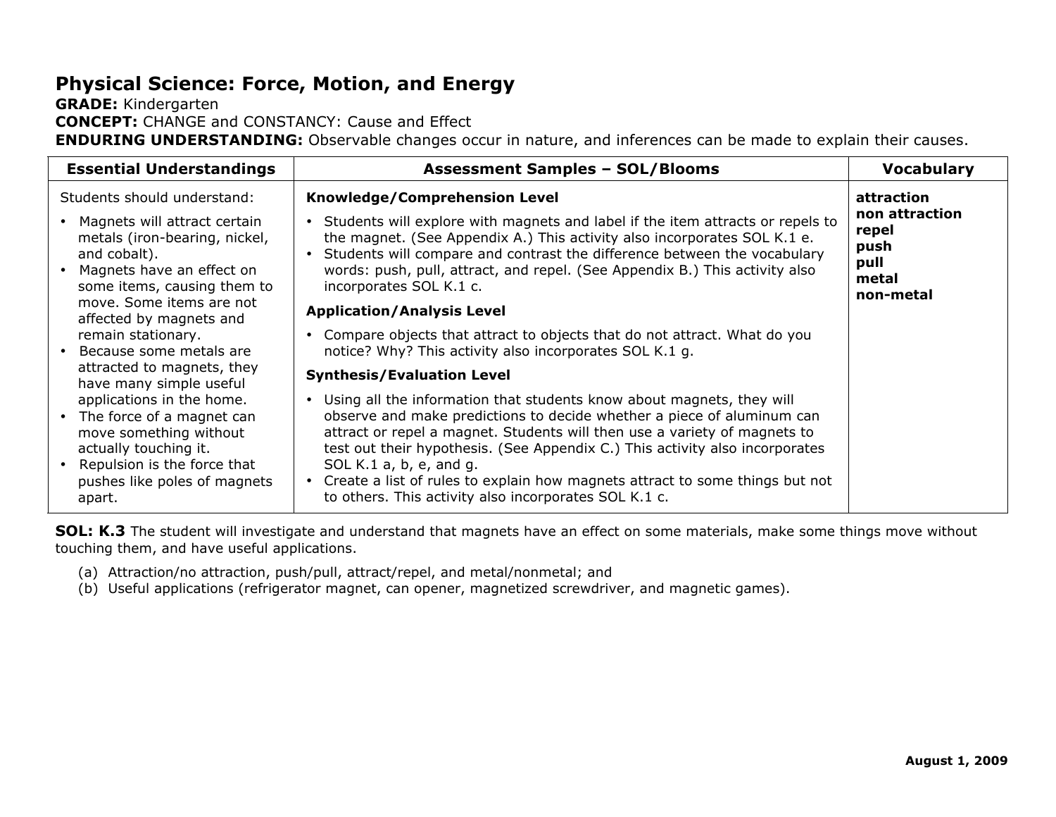# Physical Science: Force, Motion, and Energy

**GRADE:** Kindergarten
**CONCEPT:** CHANGE and CONSTANCY: Cause and Effect
**ENDURING UNDERSTANDING:** Observable changes occur in nature, and inferences can be made to explain their causes.

| Essential Understandings | Assessment Samples – SOL/Blooms | Vocabulary |
|---|---|---|
| Students should understand:<br>• Magnets will attract certain metals (iron-bearing, nickel, and cobalt).<br>• Magnets have an effect on some items, causing them to move. Some items are not affected by magnets and remain stationary.<br>• Because some metals are attracted to magnets, they have many simple useful applications in the home.<br>• The force of a magnet can move something without actually touching it.<br>• Repulsion is the force that pushes like poles of magnets apart. | **Knowledge/Comprehension Level**<br>• Students will explore with magnets and label if the item attracts or repels to the magnet. (See Appendix A.) This activity also incorporates SOL K.1 e.<br>• Students will compare and contrast the difference between the vocabulary words: push, pull, attract, and repel. (See Appendix B.) This activity also incorporates SOL K.1 c.<br>**Application/Analysis Level**<br>• Compare objects that attract to objects that do not attract. What do you notice? Why? This activity also incorporates SOL K.1 g.<br>**Synthesis/Evaluation Level**<br>• Using all the information that students know about magnets, they will observe and make predictions to decide whether a piece of aluminum can attract or repel a magnet. Students will then use a variety of magnets to test out their hypothesis. (See Appendix C.) This activity also incorporates SOL K.1 a, b, e, and g.<br>• Create a list of rules to explain how magnets attract to some things but not to others. This activity also incorporates SOL K.1 c. | **attraction**<br>**non attraction**<br>**repel**<br>**push**<br>**pull**<br>**metal**<br>**non-metal** |

**SOL: K.3** The student will investigate and understand that magnets have an effect on some materials, make some things move without touching them, and have useful applications.

(a) Attraction/no attraction, push/pull, attract/repel, and metal/nonmetal; and
(b) Useful applications (refrigerator magnet, can opener, magnetized screwdriver, and magnetic games).

August 1, 2009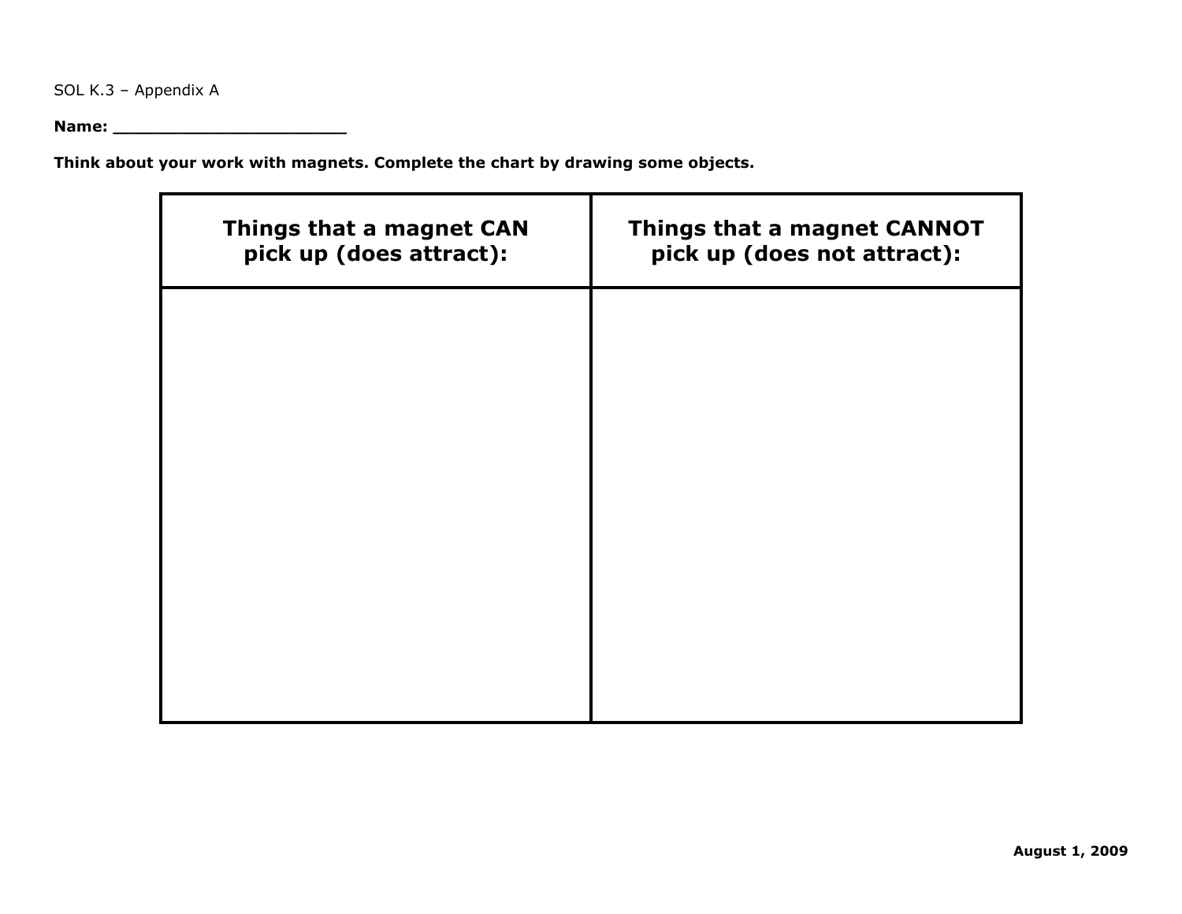SOL K.3 – Appendix A

**Name: _______________________**

**Think about your work with magnets. Complete the chart by drawing some objects.**

| Things that a magnet CAN pick up (does attract): | Things that a magnet CANNOT pick up (does not attract): |
| --- | --- |
| | |

**August 1, 2009**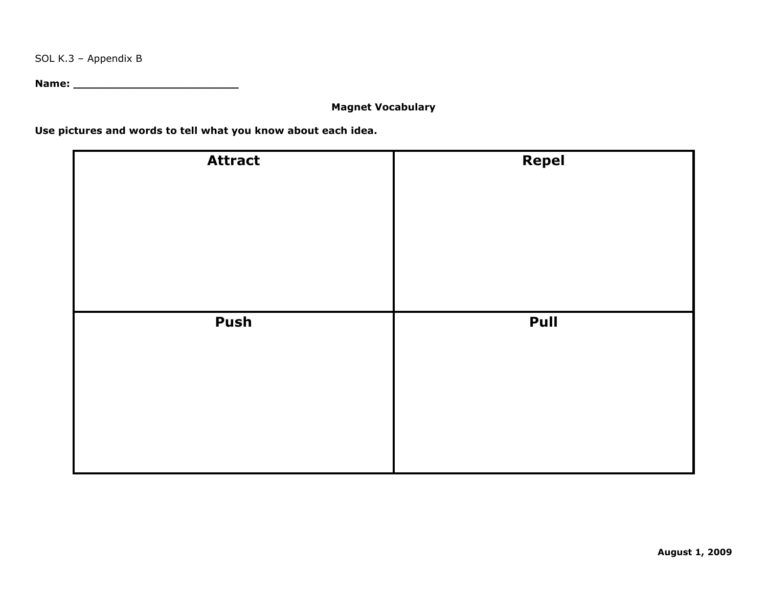SOL K.3 – Appendix B

**Name:** ________________________

**Magnet Vocabulary**

**Use pictures and words to tell what you know about each idea.**

| Attract | Repel |
| --- | --- |
| | |
| **Push** | **Pull** |
| | |

**August 1, 2009**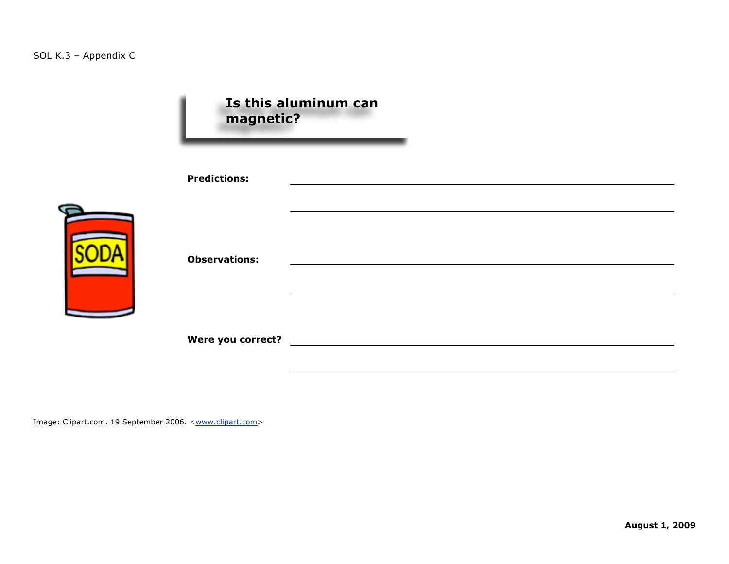SOL K.3 – Appendix C

# Is this aluminum can magnetic?

**Predictions:** ______________________________

______________________________

**Observations:** ______________________________

______________________________

**Were you correct?** ______________________________

______________________________

Image: Clipart.com. 19 September 2006. <www.clipart.com>

**August 1, 2009**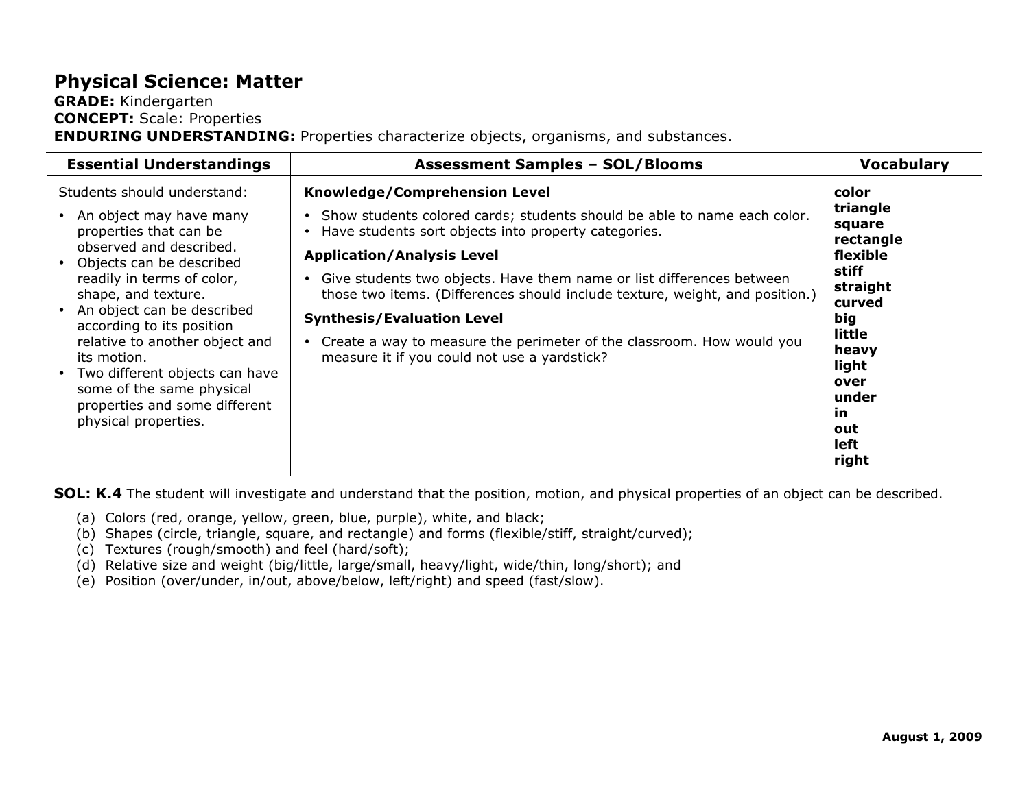# Physical Science: Matter

**GRADE:** Kindergarten
**CONCEPT:** Scale: Properties
**ENDURING UNDERSTANDING:** Properties characterize objects, organisms, and substances.

| Essential Understandings | Assessment Samples – SOL/Blooms | Vocabulary |
|---|---|---|
| Students should understand:<br>• An object may have many properties that can be observed and described.<br>• Objects can be described readily in terms of color, shape, and texture.<br>• An object can be described according to its position relative to another object and its motion.<br>• Two different objects can have some of the same physical properties and some different physical properties. | **Knowledge/Comprehension Level**<br>• Show students colored cards; students should be able to name each color.<br>• Have students sort objects into property categories.<br>**Application/Analysis Level**<br>• Give students two objects. Have them name or list differences between those two items. (Differences should include texture, weight, and position.)<br>**Synthesis/Evaluation Level**<br>• Create a way to measure the perimeter of the classroom. How would you measure it if you could not use a yardstick? | **color**<br>**triangle**<br>**square**<br>**rectangle**<br>**flexible**<br>**stiff**<br>**straight**<br>**curved**<br>**big**<br>**little**<br>**heavy**<br>**light**<br>**over**<br>**under**<br>**in**<br>**out**<br>**left**<br>**right** |

**SOL: K.4** The student will investigate and understand that the position, motion, and physical properties of an object can be described.

(a) Colors (red, orange, yellow, green, blue, purple), white, and black;
(b) Shapes (circle, triangle, square, and rectangle) and forms (flexible/stiff, straight/curved);
(c) Textures (rough/smooth) and feel (hard/soft);
(d) Relative size and weight (big/little, large/small, heavy/light, wide/thin, long/short); and
(e) Position (over/under, in/out, above/below, left/right) and speed (fast/slow).

**August 1, 2009**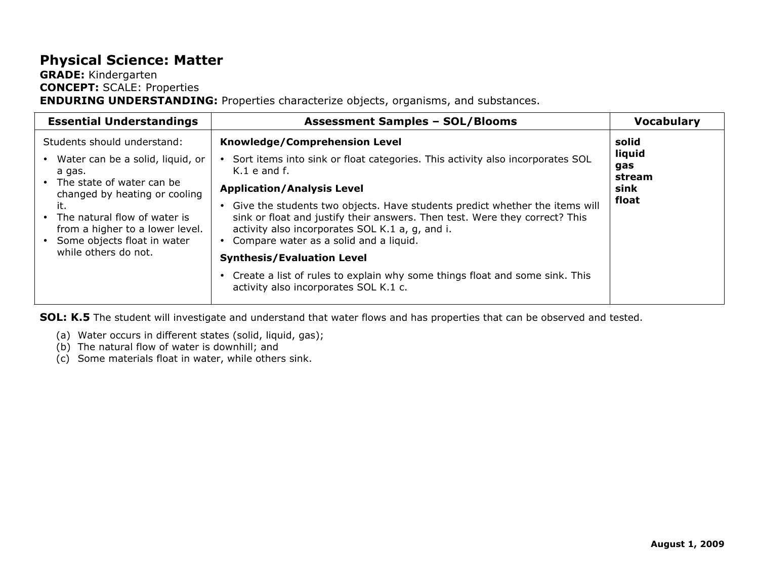# Physical Science: Matter

**GRADE:** Kindergarten
**CONCEPT:** SCALE: Properties
**ENDURING UNDERSTANDING:** Properties characterize objects, organisms, and substances.

| Essential Understandings | Assessment Samples – SOL/Blooms | Vocabulary |
|---|---|---|
| Students should understand:<br>• Water can be a solid, liquid, or a gas.<br>• The state of water can be changed by heating or cooling it.<br>• The natural flow of water is from a higher to a lower level.<br>• Some objects float in water while others do not. | **Knowledge/Comprehension Level**<br>• Sort items into sink or float categories. This activity also incorporates SOL K.1 e and f.<br>**Application/Analysis Level**<br>• Give the students two objects. Have students predict whether the items will sink or float and justify their answers. Then test. Were they correct? This activity also incorporates SOL K.1 a, g, and i.<br>• Compare water as a solid and a liquid.<br>**Synthesis/Evaluation Level**<br>• Create a list of rules to explain why some things float and some sink. This activity also incorporates SOL K.1 c. | **solid**<br>**liquid**<br>**gas**<br>**stream**<br>**sink**<br>**float** |

**SOL: K.5** The student will investigate and understand that water flows and has properties that can be observed and tested.

(a) Water occurs in different states (solid, liquid, gas);
(b) The natural flow of water is downhill; and
(c) Some materials float in water, while others sink.

**August 1, 2009**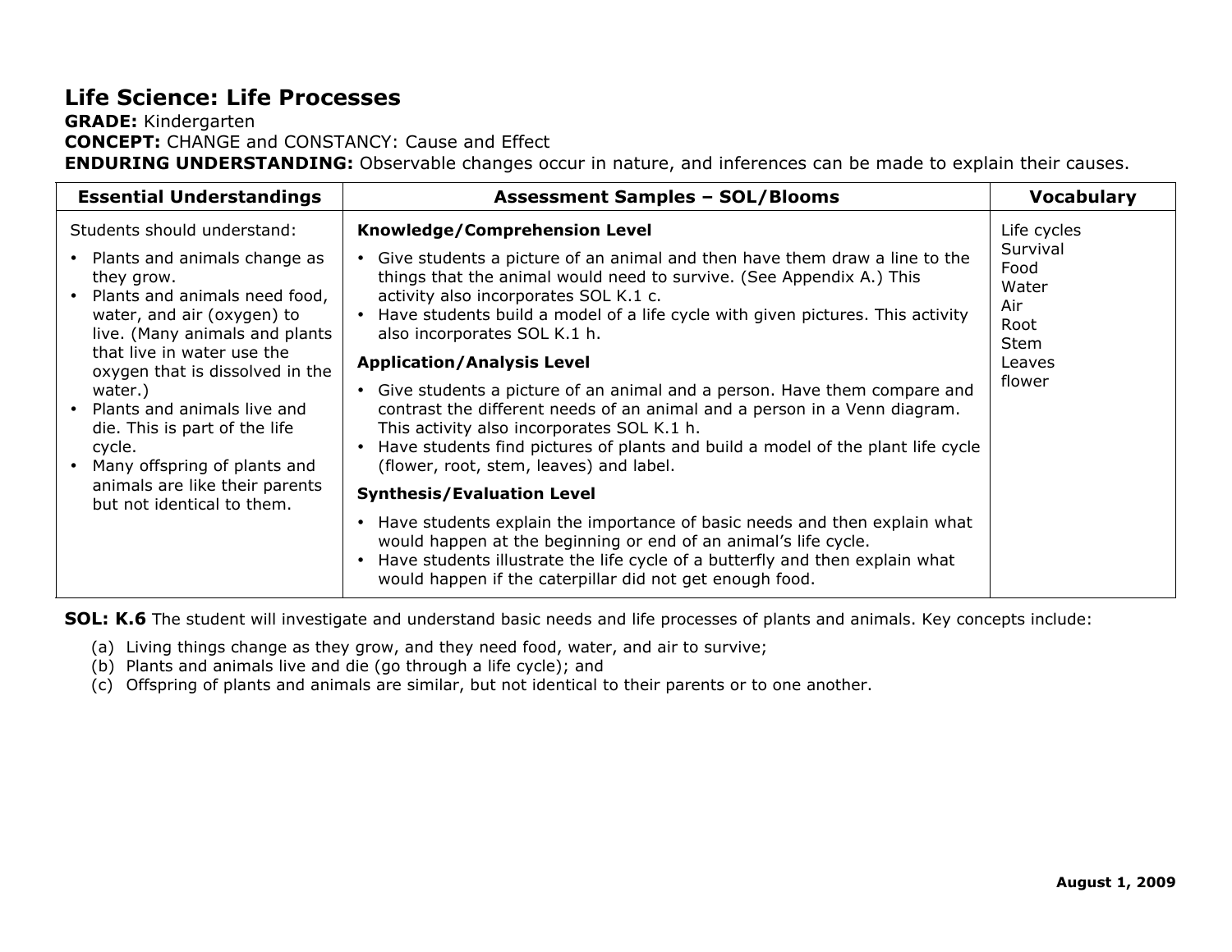# Life Science: Life Processes

**GRADE:** Kindergarten
**CONCEPT:** CHANGE and CONSTANCY: Cause and Effect
**ENDURING UNDERSTANDING:** Observable changes occur in nature, and inferences can be made to explain their causes.

| Essential Understandings | Assessment Samples – SOL/Blooms | Vocabulary |
|---|---|---|
| Students should understand:<br>• Plants and animals change as they grow.<br>• Plants and animals need food, water, and air (oxygen) to live. (Many animals and plants that live in water use the oxygen that is dissolved in the water.)<br>• Plants and animals live and die. This is part of the life cycle.<br>• Many offspring of plants and animals are like their parents but not identical to them. | **Knowledge/Comprehension Level**<br>• Give students a picture of an animal and then have them draw a line to the things that the animal would need to survive. (See Appendix A.) This activity also incorporates SOL K.1 c.<br>• Have students build a model of a life cycle with given pictures. This activity also incorporates SOL K.1 h.<br>**Application/Analysis Level**<br>• Give students a picture of an animal and a person. Have them compare and contrast the different needs of an animal and a person in a Venn diagram. This activity also incorporates SOL K.1 h.<br>• Have students find pictures of plants and build a model of the plant life cycle (flower, root, stem, leaves) and label.<br>**Synthesis/Evaluation Level**<br>• Have students explain the importance of basic needs and then explain what would happen at the beginning or end of an animal's life cycle.<br>• Have students illustrate the life cycle of a butterfly and then explain what would happen if the caterpillar did not get enough food. | Life cycles<br>Survival<br>Food<br>Water<br>Air<br>Root<br>Stem<br>Leaves<br>flower |

**SOL: K.6** The student will investigate and understand basic needs and life processes of plants and animals. Key concepts include:

(a) Living things change as they grow, and they need food, water, and air to survive;
(b) Plants and animals live and die (go through a life cycle); and
(c) Offspring of plants and animals are similar, but not identical to their parents or to one another.

**August 1, 2009**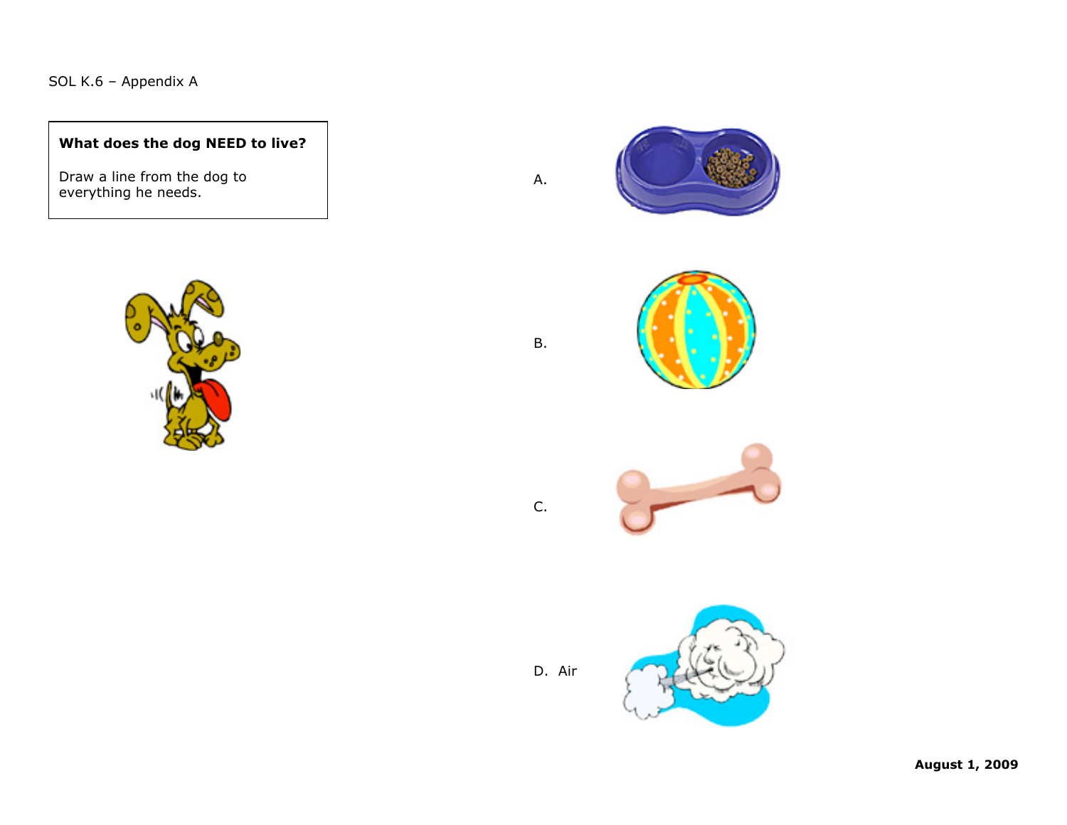SOL K.6 – Appendix A

**What does the dog NEED to live?**

Draw a line from the dog to everything he needs.

A.

B.

C.

D. Air

**August 1, 2009**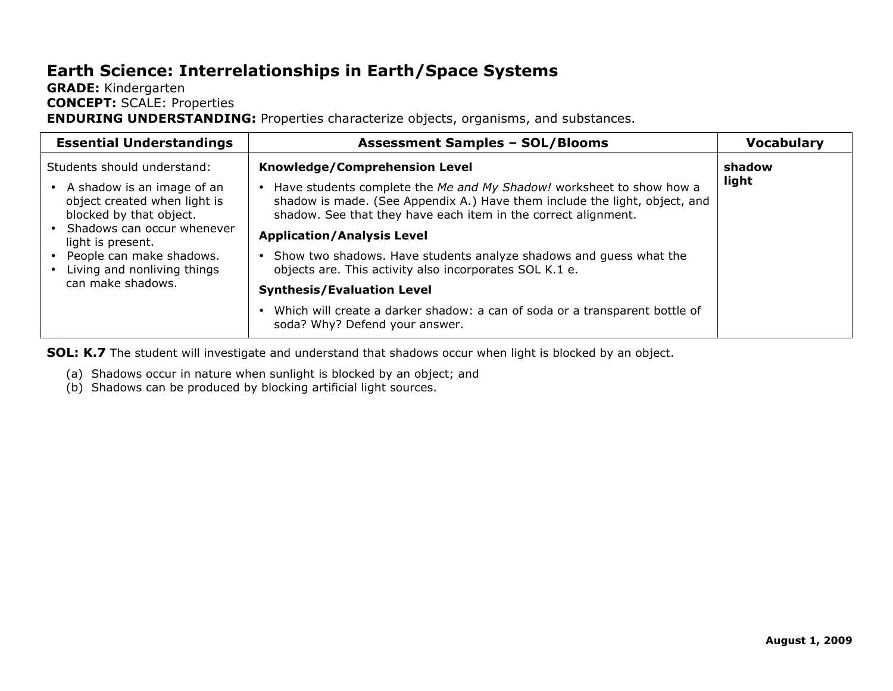# Earth Science: Interrelationships in Earth/Space Systems

**GRADE:** Kindergarten
**CONCEPT:** SCALE: Properties
**ENDURING UNDERSTANDING:** Properties characterize objects, organisms, and substances.

| Essential Understandings | Assessment Samples – SOL/Blooms | Vocabulary |
|---|---|---|
| Students should understand:<br>• A shadow is an image of an object created when light is blocked by that object.<br>• Shadows can occur whenever light is present.<br>• People can make shadows.<br>• Living and nonliving things can make shadows. | **Knowledge/Comprehension Level**<br>• Have students complete the *Me and My Shadow!* worksheet to show how a shadow is made. (See Appendix A.) Have them include the light, object, and shadow. See that they have each item in the correct alignment.<br>**Application/Analysis Level**<br>• Show two shadows. Have students analyze shadows and guess what the objects are. This activity also incorporates SOL K.1 e.<br>**Synthesis/Evaluation Level**<br>• Which will create a darker shadow: a can of soda or a transparent bottle of soda? Why? Defend your answer. | **shadow**<br>**light** |

**SOL: K.7** The student will investigate and understand that shadows occur when light is blocked by an object.

(a) Shadows occur in nature when sunlight is blocked by an object; and
(b) Shadows can be produced by blocking artificial light sources.

**August 1, 2009**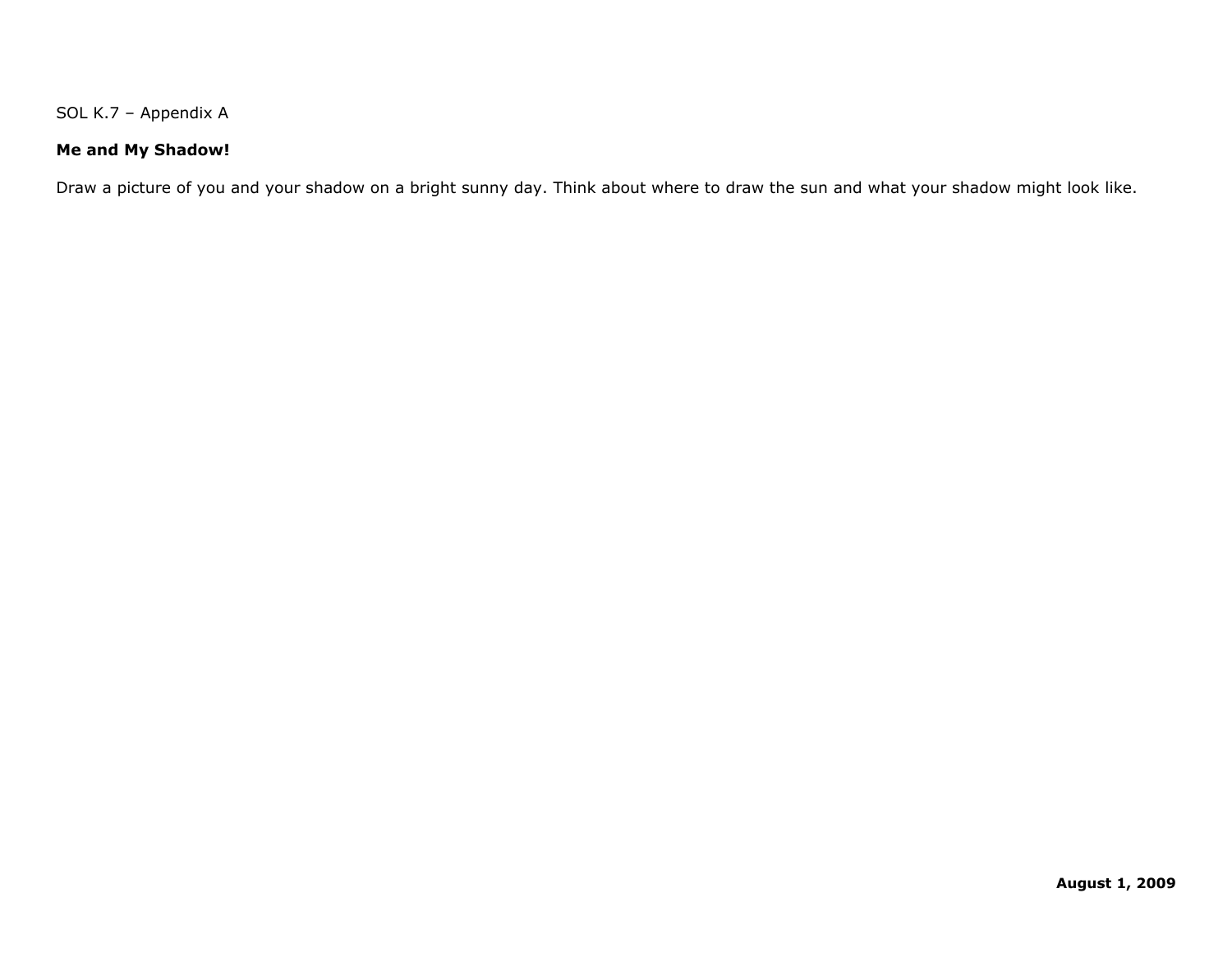SOL K.7 – Appendix A

**Me and My Shadow!**

Draw a picture of you and your shadow on a bright sunny day. Think about where to draw the sun and what your shadow might look like.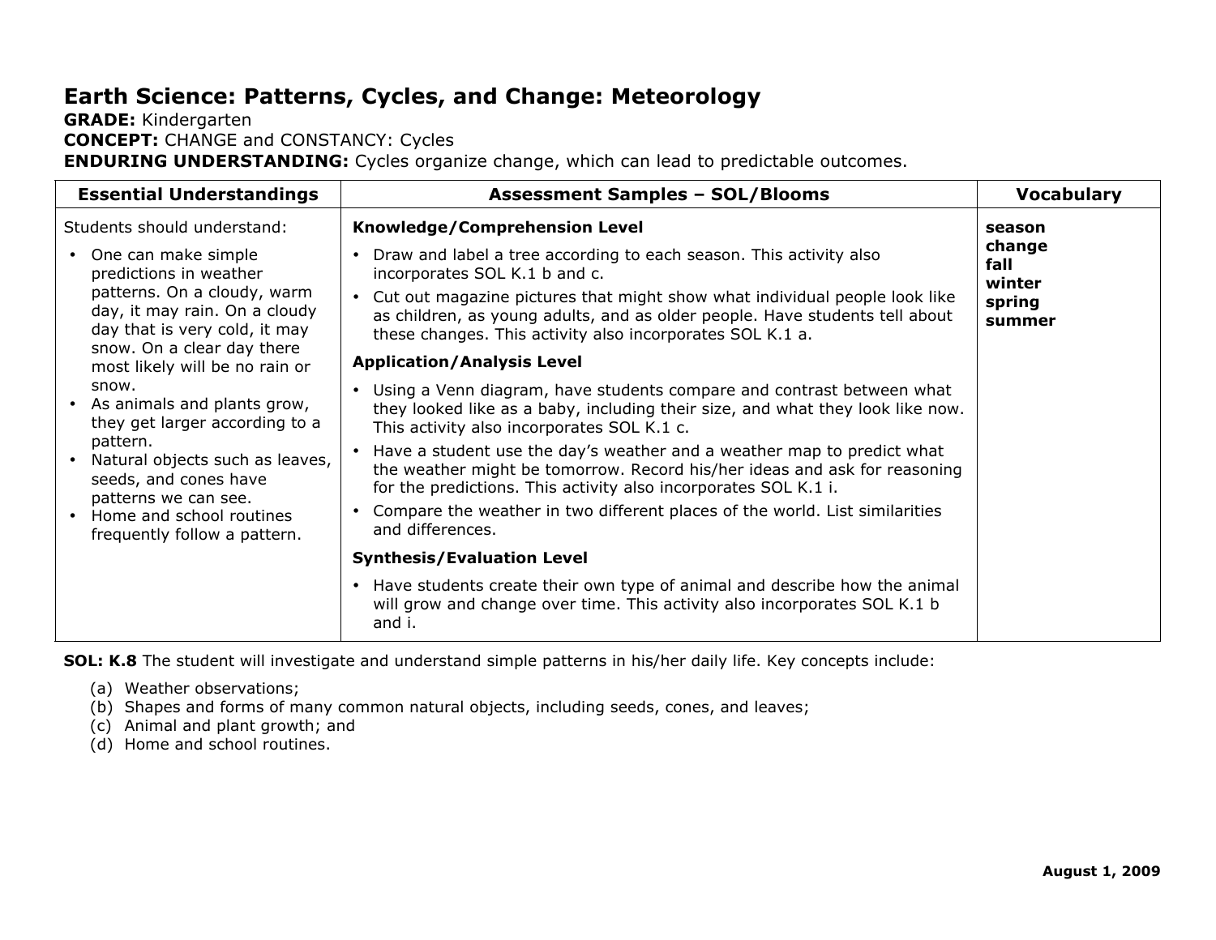# Earth Science: Patterns, Cycles, and Change: Meteorology

**GRADE:** Kindergarten
**CONCEPT:** CHANGE and CONSTANCY: Cycles
**ENDURING UNDERSTANDING:** Cycles organize change, which can lead to predictable outcomes.

| Essential Understandings | Assessment Samples – SOL/Blooms | Vocabulary |
|---|---|---|
| Students should understand:<br>• One can make simple predictions in weather patterns. On a cloudy, warm day, it may rain. On a cloudy day that is very cold, it may snow. On a clear day there most likely will be no rain or snow.<br>• As animals and plants grow, they get larger according to a pattern.<br>• Natural objects such as leaves, seeds, and cones have patterns we can see.<br>• Home and school routines frequently follow a pattern. | **Knowledge/Comprehension Level**<br>• Draw and label a tree according to each season. This activity also incorporates SOL K.1 b and c.<br>• Cut out magazine pictures that might show what individual people look like as children, as young adults, and as older people. Have students tell about these changes. This activity also incorporates SOL K.1 a.<br>**Application/Analysis Level**<br>• Using a Venn diagram, have students compare and contrast between what they looked like as a baby, including their size, and what they look like now. This activity also incorporates SOL K.1 c.<br>• Have a student use the day's weather and a weather map to predict what the weather might be tomorrow. Record his/her ideas and ask for reasoning for the predictions. This activity also incorporates SOL K.1 i.<br>• Compare the weather in two different places of the world. List similarities and differences.<br>**Synthesis/Evaluation Level**<br>• Have students create their own type of animal and describe how the animal will grow and change over time. This activity also incorporates SOL K.1 b and i. | **season**<br>**change**<br>**fall**<br>**winter**<br>**spring**<br>**summer** |

**SOL: K.8** The student will investigate and understand simple patterns in his/her daily life. Key concepts include:

(a) Weather observations;
(b) Shapes and forms of many common natural objects, including seeds, cones, and leaves;
(c) Animal and plant growth; and
(d) Home and school routines.

**August 1, 2009**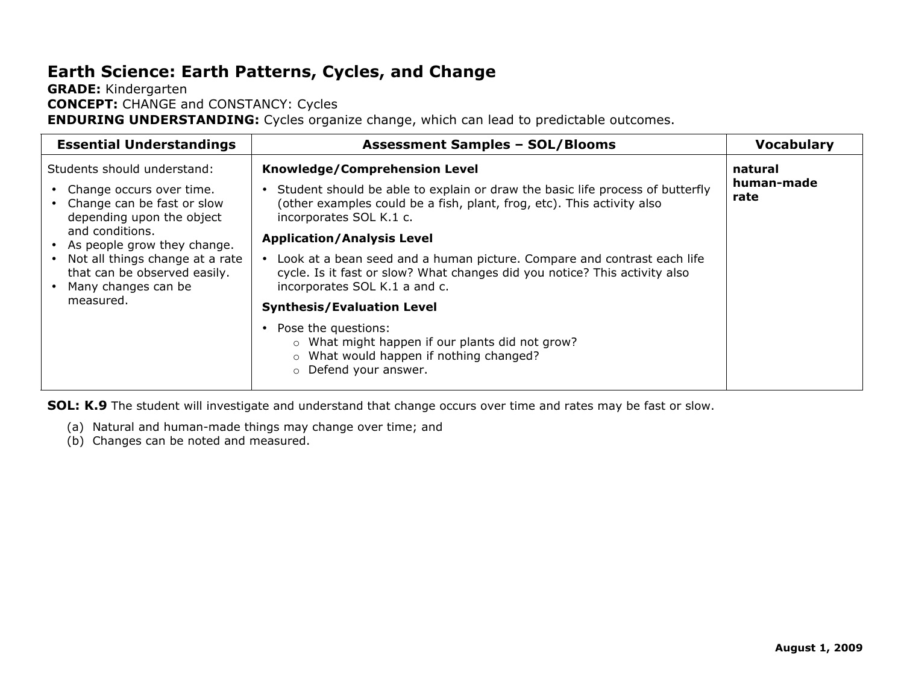# Earth Science: Earth Patterns, Cycles, and Change

**GRADE:** Kindergarten
**CONCEPT:** CHANGE and CONSTANCY: Cycles
**ENDURING UNDERSTANDING:** Cycles organize change, which can lead to predictable outcomes.

| Essential Understandings | Assessment Samples – SOL/Blooms | Vocabulary |
|---|---|---|
| Students should understand:<br>• Change occurs over time.<br>• Change can be fast or slow depending upon the object and conditions.<br>• As people grow they change.<br>• Not all things change at a rate that can be observed easily.<br>• Many changes can be measured. | **Knowledge/Comprehension Level**<br>• Student should be able to explain or draw the basic life process of butterfly (other examples could be a fish, plant, frog, etc). This activity also incorporates SOL K.1 c.<br>**Application/Analysis Level**<br>• Look at a bean seed and a human picture. Compare and contrast each life cycle. Is it fast or slow? What changes did you notice? This activity also incorporates SOL K.1 a and c.<br>**Synthesis/Evaluation Level**<br>• Pose the questions:<br>&nbsp;&nbsp;○ What might happen if our plants did not grow?<br>&nbsp;&nbsp;○ What would happen if nothing changed?<br>&nbsp;&nbsp;○ Defend your answer. | **natural**<br>**human-made**<br>**rate** |

**SOL: K.9** The student will investigate and understand that change occurs over time and rates may be fast or slow.

(a) Natural and human-made things may change over time; and
(b) Changes can be noted and measured.

**August 1, 2009**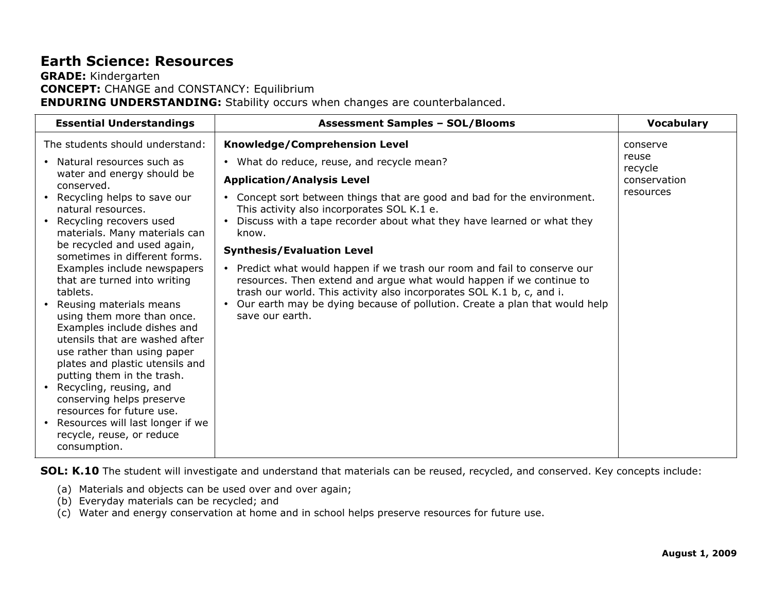# Earth Science: Resources

**GRADE:** Kindergarten
**CONCEPT:** CHANGE and CONSTANCY: Equilibrium
**ENDURING UNDERSTANDING:** Stability occurs when changes are counterbalanced.

| Essential Understandings | Assessment Samples – SOL/Blooms | Vocabulary |
|---|---|---|
| The students should understand:<br>• Natural resources such as water and energy should be conserved.<br>• Recycling helps to save our natural resources.<br>• Recycling recovers used materials. Many materials can be recycled and used again, sometimes in different forms. Examples include newspapers that are turned into writing tablets.<br>• Reusing materials means using them more than once. Examples include dishes and utensils that are washed after use rather than using paper plates and plastic utensils and putting them in the trash.<br>• Recycling, reusing, and conserving helps preserve resources for future use.<br>• Resources will last longer if we recycle, reuse, or reduce consumption. | **Knowledge/Comprehension Level**<br>• What do reduce, reuse, and recycle mean?<br>**Application/Analysis Level**<br>• Concept sort between things that are good and bad for the environment. This activity also incorporates SOL K.1 e.<br>• Discuss with a tape recorder about what they have learned or what they know.<br>**Synthesis/Evaluation Level**<br>• Predict what would happen if we trash our room and fail to conserve our resources. Then extend and argue what would happen if we continue to trash our world. This activity also incorporates SOL K.1 b, c, and i.<br>• Our earth may be dying because of pollution. Create a plan that would help save our earth. | conserve<br>reuse<br>recycle<br>conservation<br>resources |

**SOL: K.10** The student will investigate and understand that materials can be reused, recycled, and conserved. Key concepts include:

(a) Materials and objects can be used over and over again;
(b) Everyday materials can be recycled; and
(c) Water and energy conservation at home and in school helps preserve resources for future use.

**August 1, 2009**